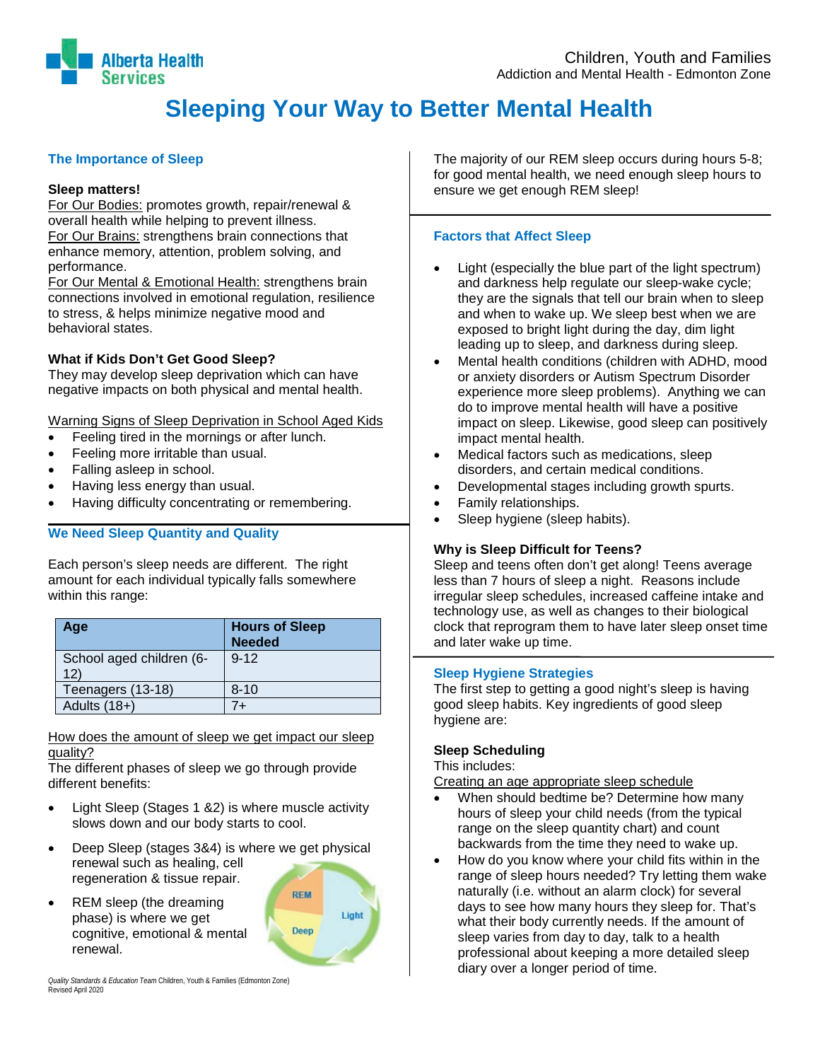Children, Youth and Families
Addiction and Mental Health - Edmonton Zone

# Sleeping Your Way to Better Mental Health

## The Importance of Sleep

**Sleep matters!**

For Our Bodies: promotes growth, repair/renewal & overall health while helping to prevent illness.
For Our Brains: strengthens brain connections that enhance memory, attention, problem solving, and performance.
For Our Mental & Emotional Health: strengthens brain connections involved in emotional regulation, resilience to stress, & helps minimize negative mood and behavioral states.

**What if Kids Don't Get Good Sleep?**
They may develop sleep deprivation which can have negative impacts on both physical and mental health.

Warning Signs of Sleep Deprivation in School Aged Kids

- Feeling tired in the mornings or after lunch.
- Feeling more irritable than usual.
- Falling asleep in school.
- Having less energy than usual.
- Having difficulty concentrating or remembering.

## We Need Sleep Quantity and Quality

Each person's sleep needs are different. The right amount for each individual typically falls somewhere within this range:

| Age | Hours of Sleep Needed |
|---|---|
| School aged children (6-12) | 9-12 |
| Teenagers (13-18) | 8-10 |
| Adults (18+) | 7+ |

How does the amount of sleep we get impact our sleep quality?
The different phases of sleep we go through provide different benefits:

- Light Sleep (Stages 1 &2) is where muscle activity slows down and our body starts to cool.
- Deep Sleep (stages 3&4) is where we get physical renewal such as healing, cell regeneration & tissue repair.
- REM sleep (the dreaming phase) is where we get cognitive, emotional & mental renewal.

The majority of our REM sleep occurs during hours 5-8; for good mental health, we need enough sleep hours to ensure we get enough REM sleep!

## Factors that Affect Sleep

- Light (especially the blue part of the light spectrum) and darkness help regulate our sleep-wake cycle; they are the signals that tell our brain when to sleep and when to wake up. We sleep best when we are exposed to bright light during the day, dim light leading up to sleep, and darkness during sleep.
- Mental health conditions (children with ADHD, mood or anxiety disorders or Autism Spectrum Disorder experience more sleep problems). Anything we can do to improve mental health will have a positive impact on sleep. Likewise, good sleep can positively impact mental health.
- Medical factors such as medications, sleep disorders, and certain medical conditions.
- Developmental stages including growth spurts.
- Family relationships.
- Sleep hygiene (sleep habits).

**Why is Sleep Difficult for Teens?**
Sleep and teens often don't get along! Teens average less than 7 hours of sleep a night. Reasons include irregular sleep schedules, increased caffeine intake and technology use, as well as changes to their biological clock that reprogram them to have later sleep onset time and later wake up time.

## Sleep Hygiene Strategies

The first step to getting a good night's sleep is having good sleep habits. Key ingredients of good sleep hygiene are:

**Sleep Scheduling**
This includes:
Creating an age appropriate sleep schedule

- When should bedtime be? Determine how many hours of sleep your child needs (from the typical range on the sleep quantity chart) and count backwards from the time they need to wake up.
- How do you know where your child fits within in the range of sleep hours needed? Try letting them wake naturally (i.e. without an alarm clock) for several days to see how many hours they sleep for. That's what their body currently needs. If the amount of sleep varies from day to day, talk to a health professional about keeping a more detailed sleep diary over a longer period of time.

*Quality Standards & Education Team* Children, Youth & Families (Edmonton Zone)
Revised April 2020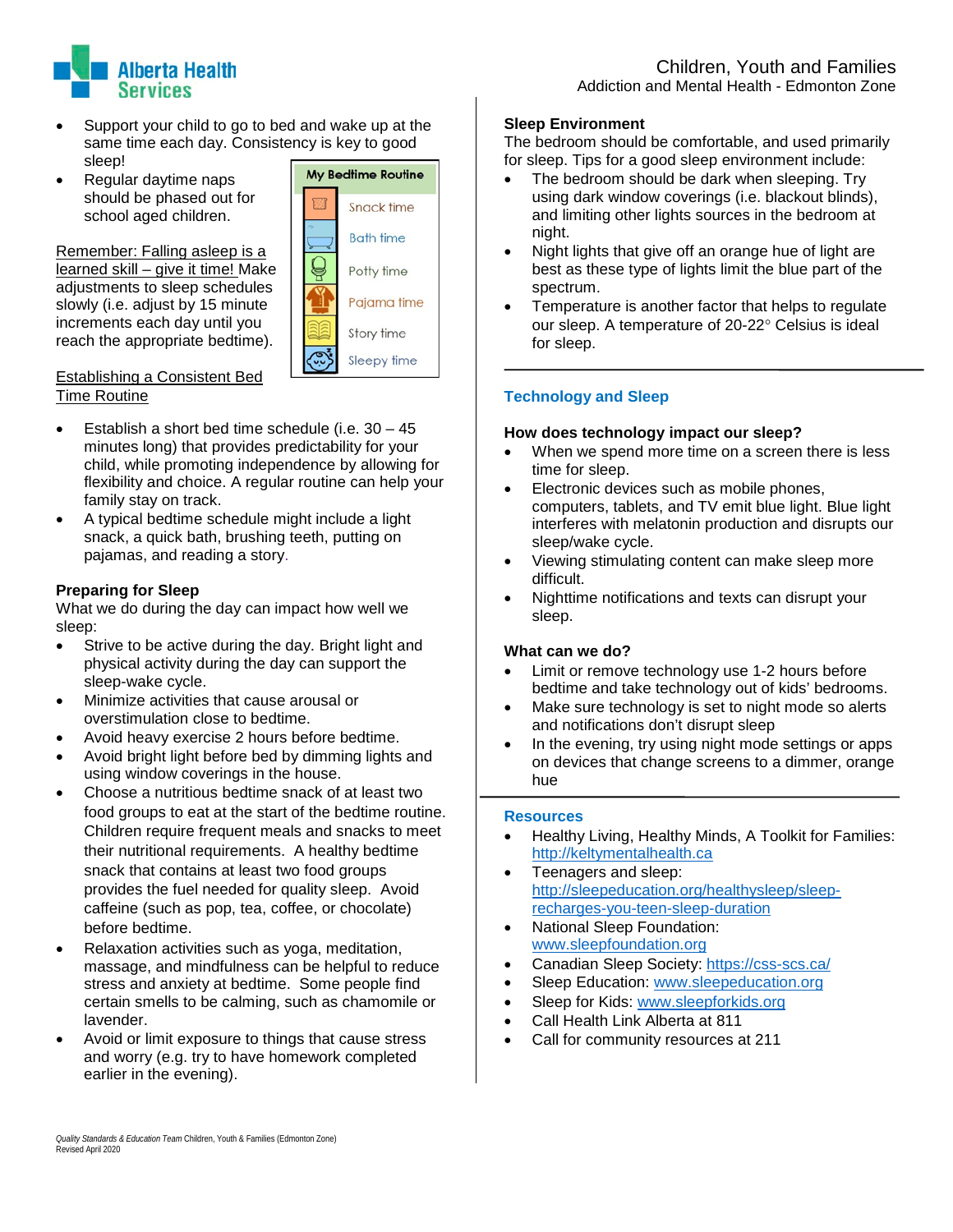- Support your child to go to bed and wake up at the same time each day. Consistency is key to good sleep!
- Regular daytime naps should be phased out for school aged children.

Remember: Falling asleep is a learned skill – give it time! Make adjustments to sleep schedules slowly (i.e. adjust by 15 minute increments each day until you reach the appropriate bedtime).

**My Bedtime Routine**

- Snack time
- Bath time
- Potty time
- Pajama time
- Story time
- Sleepy time

Establishing a Consistent Bed Time Routine

- Establish a short bed time schedule (i.e. 30 – 45 minutes long) that provides predictability for your child, while promoting independence by allowing for flexibility and choice. A regular routine can help your family stay on track.
- A typical bedtime schedule might include a light snack, a quick bath, brushing teeth, putting on pajamas, and reading a story.

### Preparing for Sleep

What we do during the day can impact how well we sleep:

- Strive to be active during the day. Bright light and physical activity during the day can support the sleep-wake cycle.
- Minimize activities that cause arousal or overstimulation close to bedtime.
- Avoid heavy exercise 2 hours before bedtime.
- Avoid bright light before bed by dimming lights and using window coverings in the house.
- Choose a nutritious bedtime snack of at least two food groups to eat at the start of the bedtime routine. Children require frequent meals and snacks to meet their nutritional requirements. A healthy bedtime snack that contains at least two food groups provides the fuel needed for quality sleep. Avoid caffeine (such as pop, tea, coffee, or chocolate) before bedtime.
- Relaxation activities such as yoga, meditation, massage, and mindfulness can be helpful to reduce stress and anxiety at bedtime. Some people find certain smells to be calming, such as chamomile or lavender.
- Avoid or limit exposure to things that cause stress and worry (e.g. try to have homework completed earlier in the evening).

### Sleep Environment

The bedroom should be comfortable, and used primarily for sleep. Tips for a good sleep environment include:

- The bedroom should be dark when sleeping. Try using dark window coverings (i.e. blackout blinds), and limiting other lights sources in the bedroom at night.
- Night lights that give off an orange hue of light are best as these type of lights limit the blue part of the spectrum.
- Temperature is another factor that helps to regulate our sleep. A temperature of 20-22° Celsius is ideal for sleep.

## Technology and Sleep

### How does technology impact our sleep?

- When we spend more time on a screen there is less time for sleep.
- Electronic devices such as mobile phones, computers, tablets, and TV emit blue light. Blue light interferes with melatonin production and disrupts our sleep/wake cycle.
- Viewing stimulating content can make sleep more difficult.
- Nighttime notifications and texts can disrupt your sleep.

### What can we do?

- Limit or remove technology use 1-2 hours before bedtime and take technology out of kids' bedrooms.
- Make sure technology is set to night mode so alerts and notifications don't disrupt sleep
- In the evening, try using night mode settings or apps on devices that change screens to a dimmer, orange hue

## Resources

- Healthy Living, Healthy Minds, A Toolkit for Families: http://keltymentalhealth.ca
- Teenagers and sleep: http://sleepeducation.org/healthysleep/sleep-recharges-you-teen-sleep-duration
- National Sleep Foundation: www.sleepfoundation.org
- Canadian Sleep Society: https://css-scs.ca/
- Sleep Education: www.sleepeducation.org
- Sleep for Kids: www.sleepforkids.org
- Call Health Link Alberta at 811
- Call for community resources at 211

*Quality Standards & Education Team* Children, Youth & Families (Edmonton Zone)
Revised April 2020